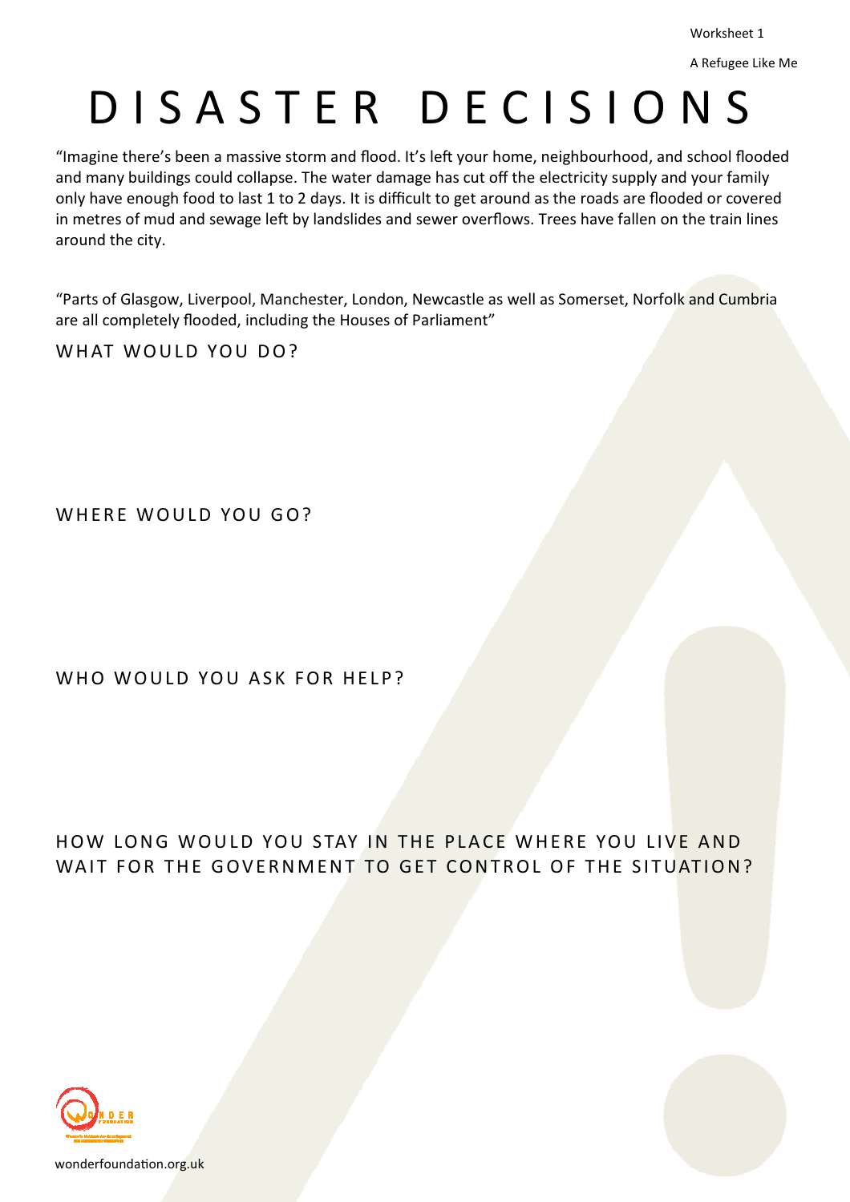Worksheet 1

A Refugee Like Me

# DISASTER DECISIONS

"Imagine there's been a massive storm and flood. It's left your home, neighbourhood, and school flooded and many buildings could collapse. The water damage has cut off the electricity supply and your family only have enough food to last 1 to 2 days. It is difficult to get around as the roads are flooded or covered in metres of mud and sewage left by landslides and sewer overflows. Trees have fallen on the train lines around the city.

"Parts of Glasgow, Liverpool, Manchester, London, Newcastle as well as Somerset, Norfolk and Cumbria are all completely flooded, including the Houses of Parliament"

## WHAT WOULD YOU DO?

## WHERE WOULD YOU GO?

## WHO WOULD YOU ASK FOR HELP?

## HOW LONG WOULD YOU STAY IN THE PLACE WHERE YOU LIVE AND WAIT FOR THE GOVERNMENT TO GET CONTROL OF THE SITUATION?

wonderfoundation.org.uk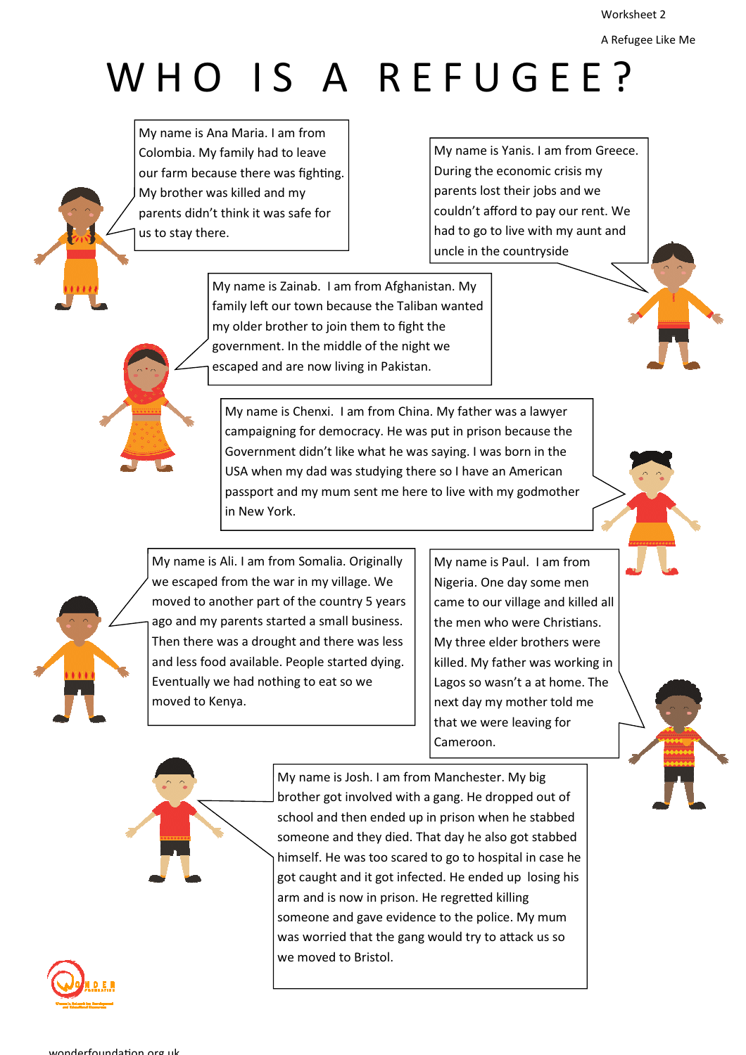Worksheet 2

A Refugee Like Me

# WHO IS A REFUGEE?

My name is Ana Maria. I am from Colombia. My family had to leave our farm because there was fighting. My brother was killed and my parents didn't think it was safe for us to stay there.

My name is Yanis. I am from Greece. During the economic crisis my parents lost their jobs and we couldn't afford to pay our rent. We had to go to live with my aunt and uncle in the countryside

My name is Zainab. I am from Afghanistan. My family left our town because the Taliban wanted my older brother to join them to fight the government. In the middle of the night we escaped and are now living in Pakistan.

My name is Chenxi. I am from China. My father was a lawyer campaigning for democracy. He was put in prison because the Government didn't like what he was saying. I was born in the USA when my dad was studying there so I have an American passport and my mum sent me here to live with my godmother in New York.

My name is Ali. I am from Somalia. Originally we escaped from the war in my village. We moved to another part of the country 5 years ago and my parents started a small business. Then there was a drought and there was less and less food available. People started dying. Eventually we had nothing to eat so we moved to Kenya.

My name is Paul. I am from Nigeria. One day some men came to our village and killed all the men who were Christians. My three elder brothers were killed. My father was working in Lagos so wasn't a at home. The next day my mother told me that we were leaving for Cameroon.

My name is Josh. I am from Manchester. My big brother got involved with a gang. He dropped out of school and then ended up in prison when he stabbed someone and they died. That day he also got stabbed himself. He was too scared to go to hospital in case he got caught and it got infected. He ended up losing his arm and is now in prison. He regretted killing someone and gave evidence to the police. My mum was worried that the gang would try to attack us so we moved to Bristol.

wonderfoundation.org.uk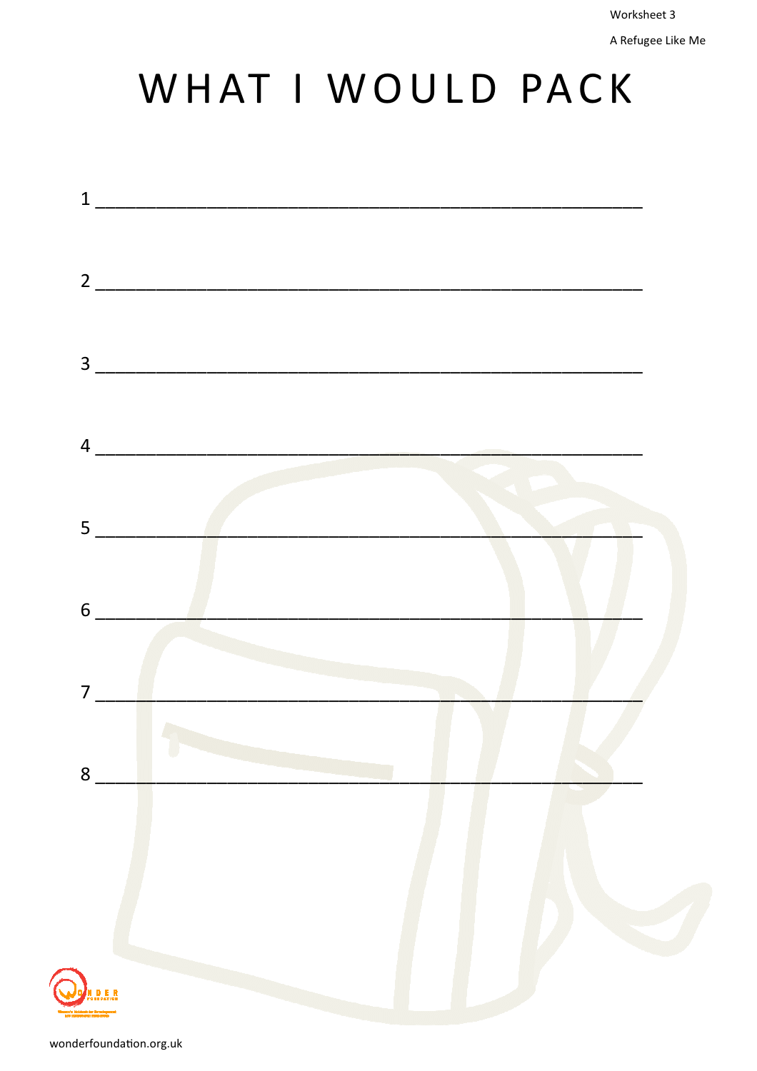# WHAT I WOULD PACK

1 ____________________________________________

2 ____________________________________________

3 ____________________________________________

4 ____________________________________________

5 ____________________________________________

6 ____________________________________________

7 ____________________________________________

8 ____________________________________________

wonderfoundation.org.uk